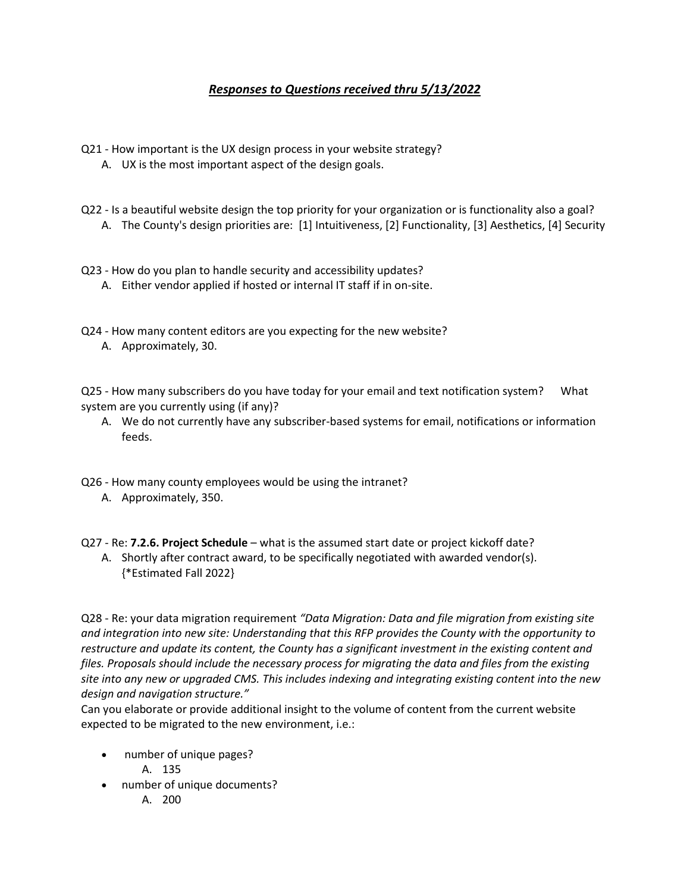# ***Responses to Questions received thru 5/13/2022***

Q21 - How important is the UX design process in your website strategy?

A. UX is the most important aspect of the design goals.

Q22 - Is a beautiful website design the top priority for your organization or is functionality also a goal?

A. The County's design priorities are: [1] Intuitiveness, [2] Functionality, [3] Aesthetics, [4] Security

Q23 - How do you plan to handle security and accessibility updates?

A. Either vendor applied if hosted or internal IT staff if in on-site.

Q24 - How many content editors are you expecting for the new website?

A. Approximately, 30.

Q25 - How many subscribers do you have today for your email and text notification system? What system are you currently using (if any)?

A. We do not currently have any subscriber-based systems for email, notifications or information feeds.

Q26 - How many county employees would be using the intranet?

A. Approximately, 350.

Q27 - Re: **7.2.6. Project Schedule** – what is the assumed start date or project kickoff date?

A. Shortly after contract award, to be specifically negotiated with awarded vendor(s). {*Estimated Fall 2022}

Q28 - Re: your data migration requirement *"Data Migration: Data and file migration from existing site and integration into new site: Understanding that this RFP provides the County with the opportunity to restructure and update its content, the County has a significant investment in the existing content and files. Proposals should include the necessary process for migrating the data and files from the existing site into any new or upgraded CMS. This includes indexing and integrating existing content into the new design and navigation structure."*

Can you elaborate or provide additional insight to the volume of content from the current website expected to be migrated to the new environment, i.e.:

- number of unique pages?
  - A. 135
- number of unique documents?
  - A. 200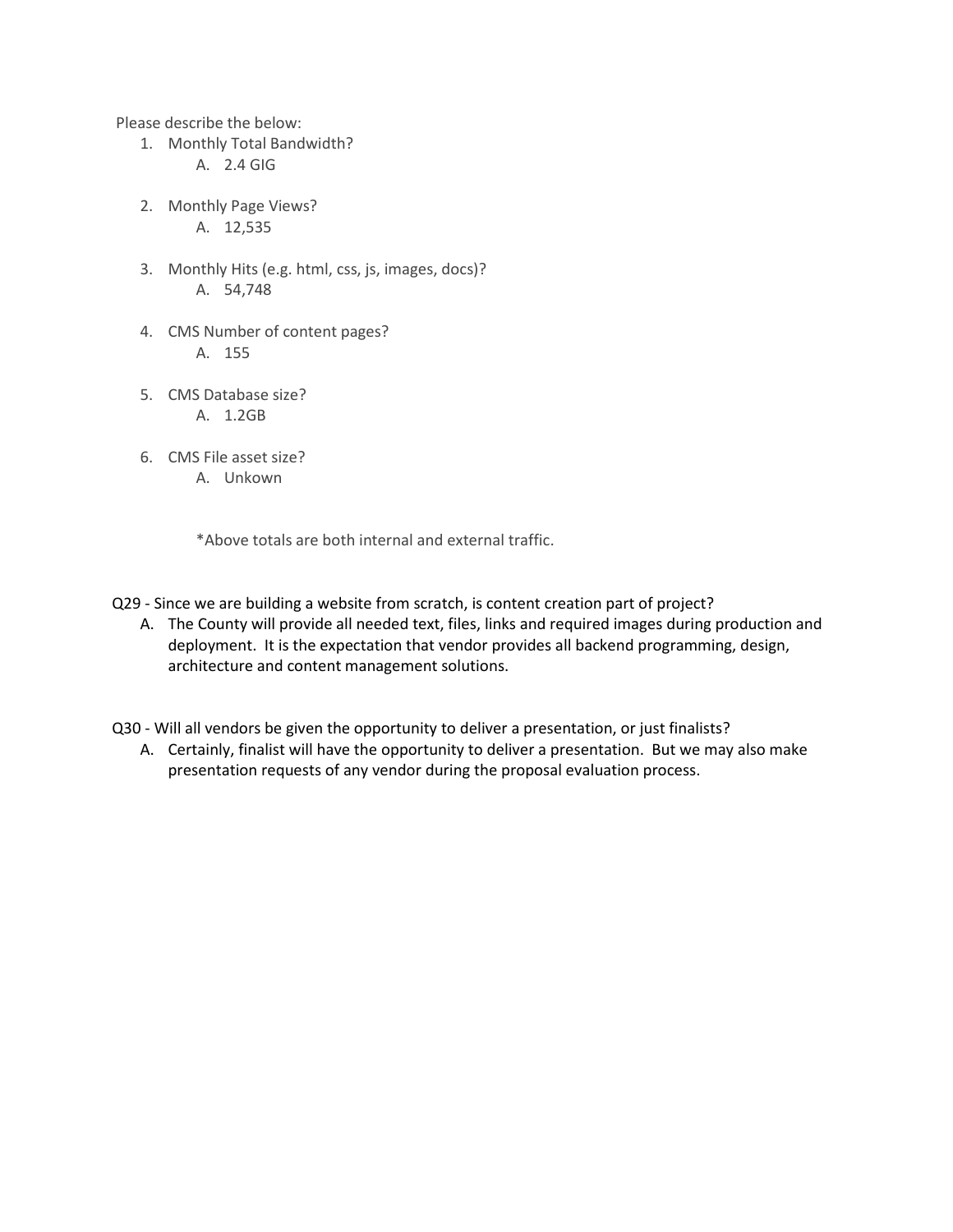Please describe the below:

1. Monthly Total Bandwidth?
   A. 2.4 GIG

2. Monthly Page Views?
   A. 12,535

3. Monthly Hits (e.g. html, css, js, images, docs)?
   A. 54,748

4. CMS Number of content pages?
   A. 155

5. CMS Database size?
   A. 1.2GB

6. CMS File asset size?
   A. Unkown

   *Above totals are both internal and external traffic.

Q29 - Since we are building a website from scratch, is content creation part of project?

A. The County will provide all needed text, files, links and required images during production and deployment. It is the expectation that vendor provides all backend programming, design, architecture and content management solutions.

Q30 - Will all vendors be given the opportunity to deliver a presentation, or just finalists?

A. Certainly, finalist will have the opportunity to deliver a presentation. But we may also make presentation requests of any vendor during the proposal evaluation process.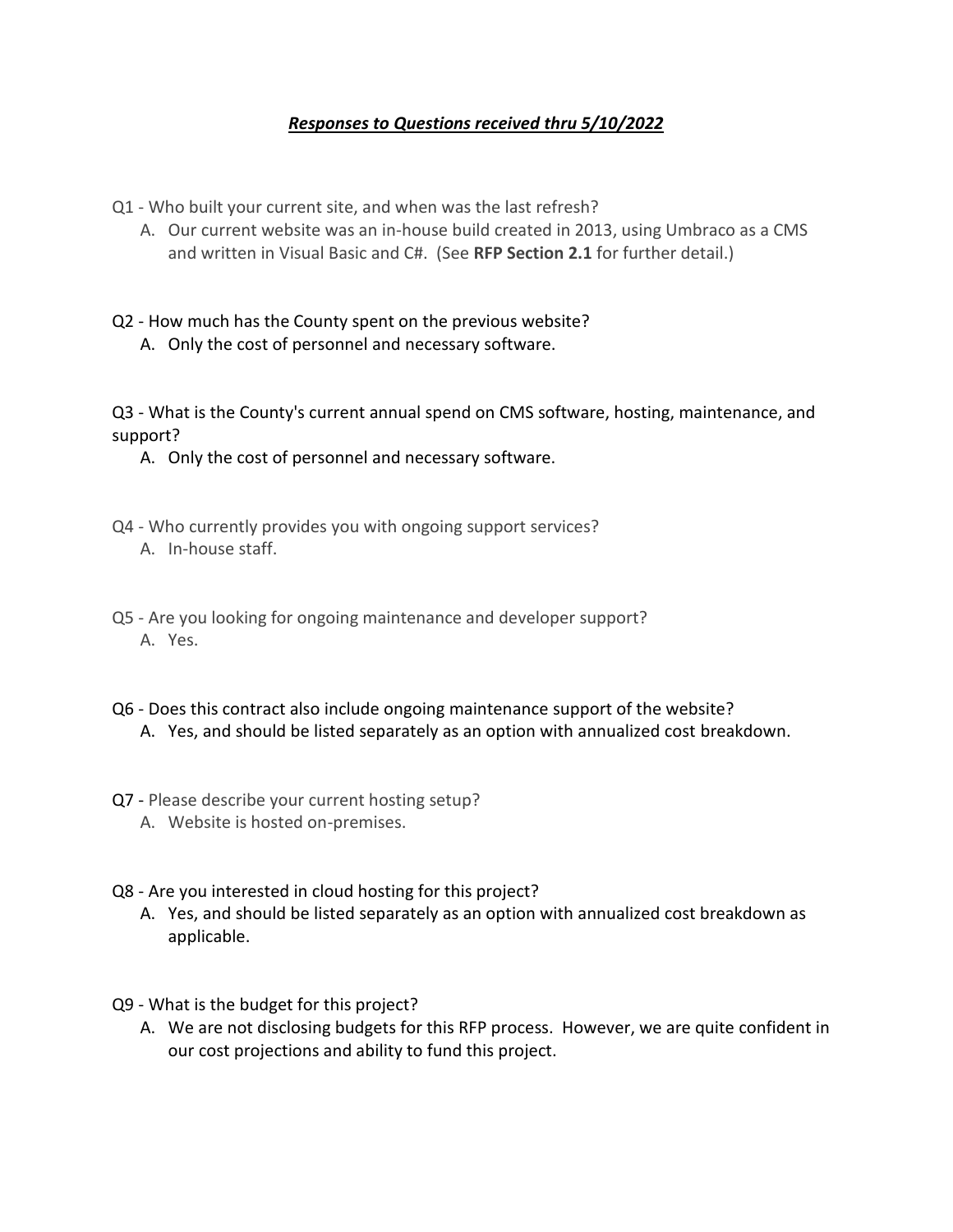***<u>Responses to Questions received thru 5/10/2022</u>***

Q1 - Who built your current site, and when was the last refresh?

A. Our current website was an in-house build created in 2013, using Umbraco as a CMS and written in Visual Basic and C#. (See **RFP Section 2.1** for further detail.)

Q2 - How much has the County spent on the previous website?

A. Only the cost of personnel and necessary software.

Q3 - What is the County's current annual spend on CMS software, hosting, maintenance, and support?

A. Only the cost of personnel and necessary software.

Q4 - Who currently provides you with ongoing support services?

A. In-house staff.

Q5 - Are you looking for ongoing maintenance and developer support?

A. Yes.

Q6 - Does this contract also include ongoing maintenance support of the website?

A. Yes, and should be listed separately as an option with annualized cost breakdown.

Q7 - Please describe your current hosting setup?

A. Website is hosted on-premises.

Q8 - Are you interested in cloud hosting for this project?

A. Yes, and should be listed separately as an option with annualized cost breakdown as applicable.

Q9 - What is the budget for this project?

A. We are not disclosing budgets for this RFP process. However, we are quite confident in our cost projections and ability to fund this project.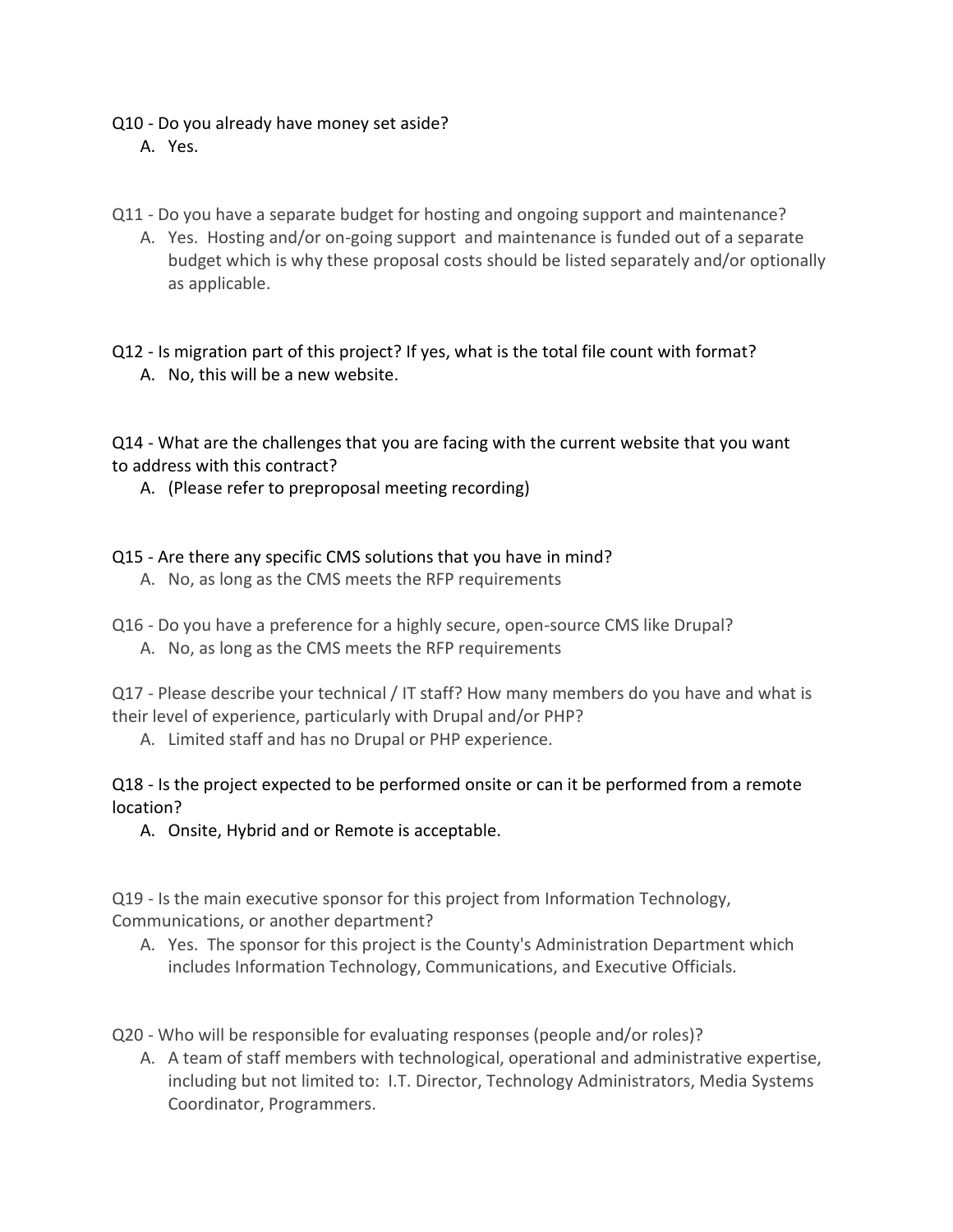Q10 - Do you already have money set aside?

A. Yes.

Q11 - Do you have a separate budget for hosting and ongoing support and maintenance?

A. Yes. Hosting and/or on-going support and maintenance is funded out of a separate budget which is why these proposal costs should be listed separately and/or optionally as applicable.

Q12 - Is migration part of this project? If yes, what is the total file count with format?

A. No, this will be a new website.

Q14 - What are the challenges that you are facing with the current website that you want to address with this contract?

A. (Please refer to preproposal meeting recording)

Q15 - Are there any specific CMS solutions that you have in mind?

A. No, as long as the CMS meets the RFP requirements

Q16 - Do you have a preference for a highly secure, open-source CMS like Drupal?

A. No, as long as the CMS meets the RFP requirements

Q17 - Please describe your technical / IT staff? How many members do you have and what is their level of experience, particularly with Drupal and/or PHP?

A. Limited staff and has no Drupal or PHP experience.

Q18 - Is the project expected to be performed onsite or can it be performed from a remote location?

A. Onsite, Hybrid and or Remote is acceptable.

Q19 - Is the main executive sponsor for this project from Information Technology, Communications, or another department?

A. Yes. The sponsor for this project is the County's Administration Department which includes Information Technology, Communications, and Executive Officials.

Q20 - Who will be responsible for evaluating responses (people and/or roles)?

A. A team of staff members with technological, operational and administrative expertise, including but not limited to: I.T. Director, Technology Administrators, Media Systems Coordinator, Programmers.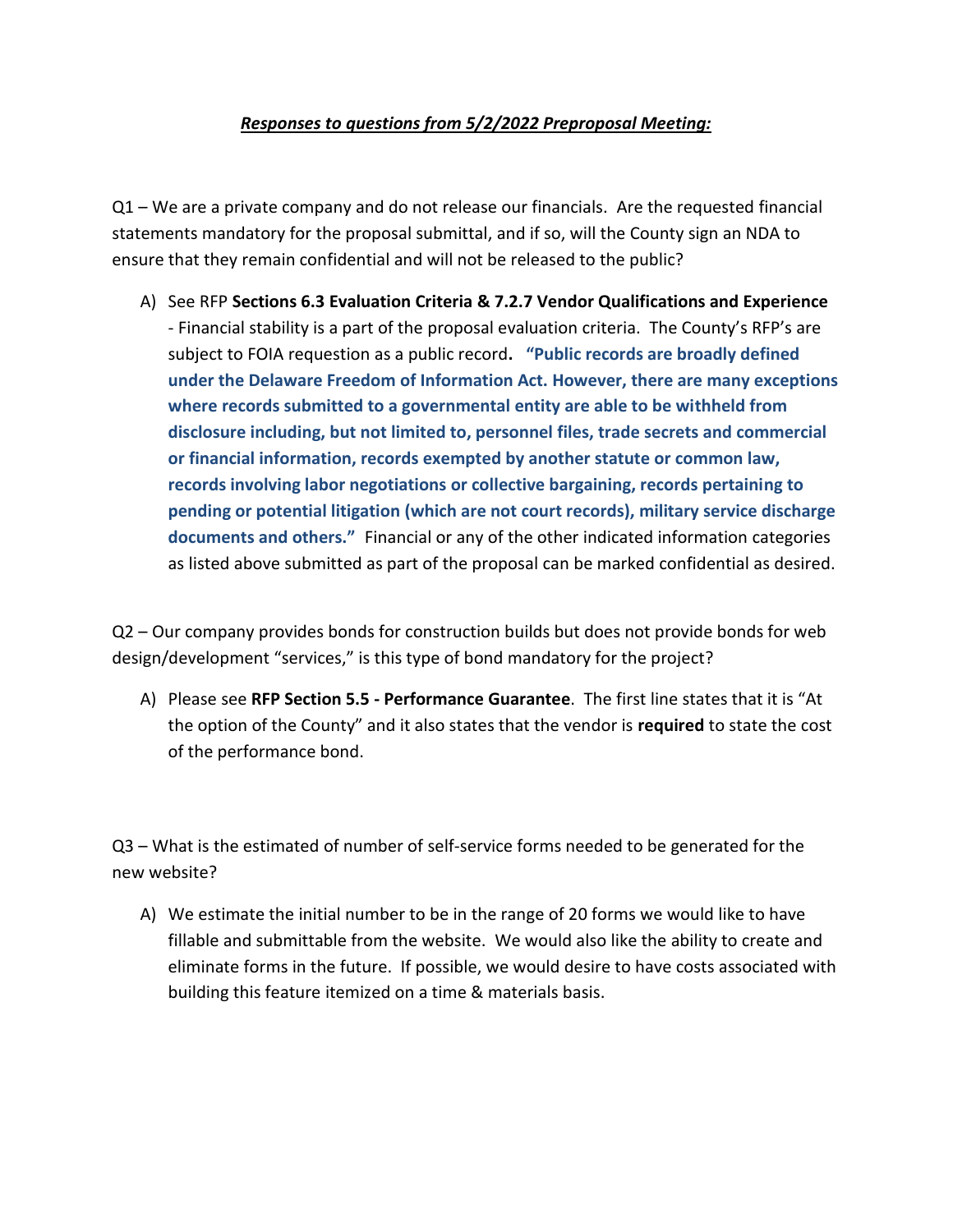***<u>Responses to questions from 5/2/2022 Preproposal Meeting:</u>***

Q1 – We are a private company and do not release our financials. Are the requested financial statements mandatory for the proposal submittal, and if so, will the County sign an NDA to ensure that they remain confidential and will not be released to the public?

A) See RFP **Sections 6.3 Evaluation Criteria & 7.2.7 Vendor Qualifications and Experience** - Financial stability is a part of the proposal evaluation criteria. The County's RFP's are subject to FOIA requestion as a public record**.** **"Public records are broadly defined under the Delaware Freedom of Information Act. However, there are many exceptions where records submitted to a governmental entity are able to be withheld from disclosure including, but not limited to, personnel files, trade secrets and commercial or financial information, records exempted by another statute or common law, records involving labor negotiations or collective bargaining, records pertaining to pending or potential litigation (which are not court records), military service discharge documents and others."** Financial or any of the other indicated information categories as listed above submitted as part of the proposal can be marked confidential as desired.

Q2 – Our company provides bonds for construction builds but does not provide bonds for web design/development "services," is this type of bond mandatory for the project?

A) Please see **RFP Section 5.5 - Performance Guarantee**. The first line states that it is "At the option of the County" and it also states that the vendor is **required** to state the cost of the performance bond.

Q3 – What is the estimated of number of self-service forms needed to be generated for the new website?

A) We estimate the initial number to be in the range of 20 forms we would like to have fillable and submittable from the website. We would also like the ability to create and eliminate forms in the future. If possible, we would desire to have costs associated with building this feature itemized on a time & materials basis.